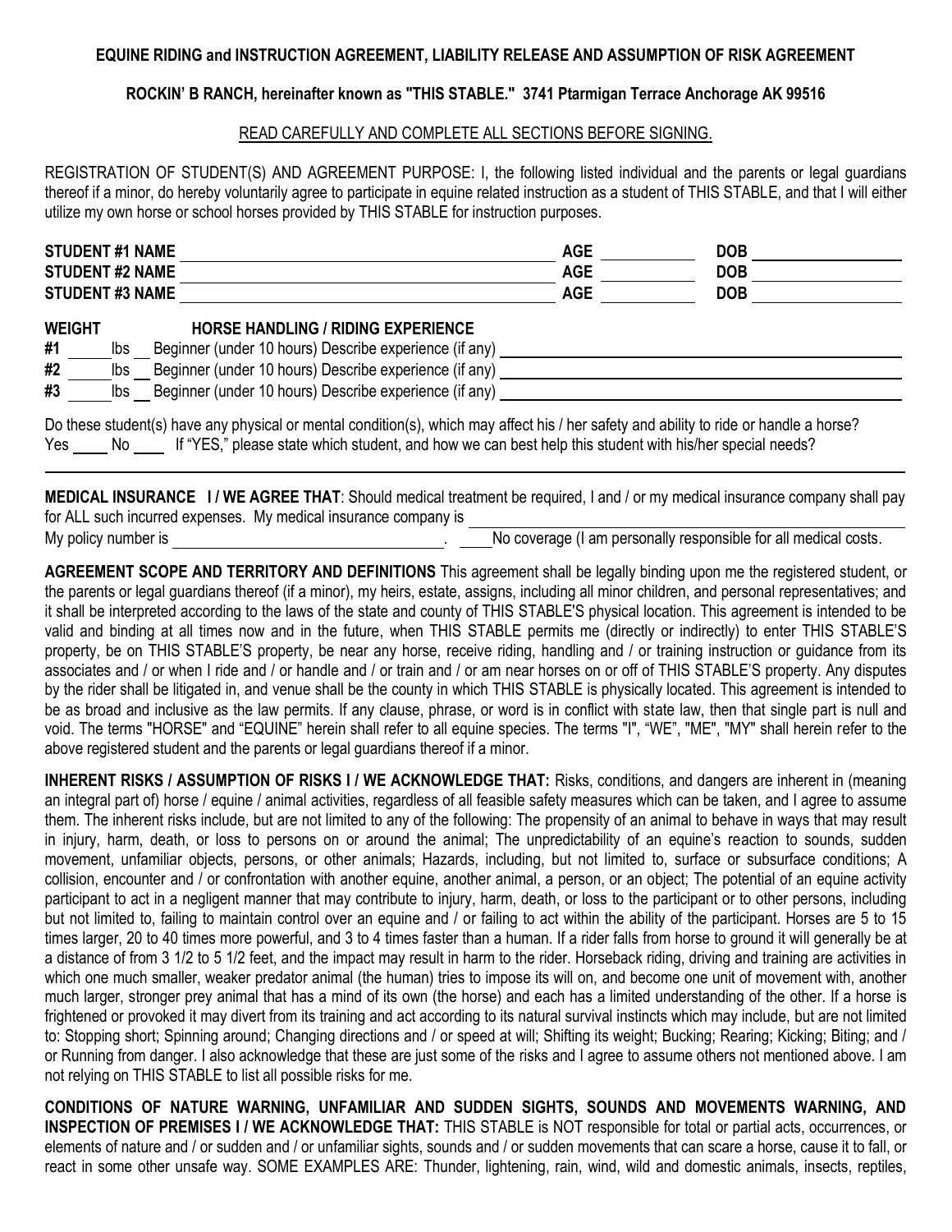**EQUINE RIDING and INSTRUCTION AGREEMENT, LIABILITY RELEASE AND ASSUMPTION OF RISK AGREEMENT**

**ROCKIN' B RANCH, hereinafter known as "THIS STABLE." 3741 Ptarmigan Terrace Anchorage AK 99516**

READ CAREFULLY AND COMPLETE ALL SECTIONS BEFORE SIGNING.

REGISTRATION OF STUDENT(S) AND AGREEMENT PURPOSE: I, the following listed individual and the parents or legal guardians thereof if a minor, do hereby voluntarily agree to participate in equine related instruction as a student of THIS STABLE, and that I will either utilize my own horse or school horses provided by THIS STABLE for instruction purposes.

**STUDENT #1 NAME** ______________________________ **AGE** ________ **DOB** ______________

**STUDENT #2 NAME** ______________________________ **AGE** ________ **DOB** ______________

**STUDENT #3 NAME** ______________________________ **AGE** ________ **DOB** ______________

**WEIGHT** **HORSE HANDLING / RIDING EXPERIENCE**

**#1** _____ lbs __ Beginner (under 10 hours) Describe experience (if any) ______________________________

**#2** _____ lbs __ Beginner (under 10 hours) Describe experience (if any) ______________________________

**#3** _____ lbs __ Beginner (under 10 hours) Describe experience (if any) ______________________________

Do these student(s) have any physical or mental condition(s), which may affect his / her safety and ability to ride or handle a horse?
Yes _____ No _____ If "YES," please state which student, and how we can best help this student with his/her special needs?

______________________________________________________________________________

**MEDICAL INSURANCE I / WE AGREE THAT**: Should medical treatment be required, I and / or my medical insurance company shall pay for ALL such incurred expenses. My medical insurance company is ______________________________
My policy number is ______________________________. ____No coverage (I am personally responsible for all medical costs.

**AGREEMENT SCOPE AND TERRITORY AND DEFINITIONS** This agreement shall be legally binding upon me the registered student, or the parents or legal guardians thereof (if a minor), my heirs, estate, assigns, including all minor children, and personal representatives; and it shall be interpreted according to the laws of the state and county of THIS STABLE'S physical location. This agreement is intended to be valid and binding at all times now and in the future, when THIS STABLE permits me (directly or indirectly) to enter THIS STABLE'S property, be on THIS STABLE'S property, be near any horse, receive riding, handling and / or training instruction or guidance from its associates and / or when I ride and / or handle and / or train and / or am near horses on or off of THIS STABLE'S property. Any disputes by the rider shall be litigated in, and venue shall be the county in which THIS STABLE is physically located. This agreement is intended to be as broad and inclusive as the law permits. If any clause, phrase, or word is in conflict with state law, then that single part is null and void. The terms "HORSE" and "EQUINE" herein shall refer to all equine species. The terms "I", "WE", "ME", "MY" shall herein refer to the above registered student and the parents or legal guardians thereof if a minor.

**INHERENT RISKS / ASSUMPTION OF RISKS I / WE ACKNOWLEDGE THAT:** Risks, conditions, and dangers are inherent in (meaning an integral part of) horse / equine / animal activities, regardless of all feasible safety measures which can be taken, and I agree to assume them. The inherent risks include, but are not limited to any of the following: The propensity of an animal to behave in ways that may result in injury, harm, death, or loss to persons on or around the animal; The unpredictability of an equine's reaction to sounds, sudden movement, unfamiliar objects, persons, or other animals; Hazards, including, but not limited to, surface or subsurface conditions; A collision, encounter and / or confrontation with another equine, another animal, a person, or an object; The potential of an equine activity participant to act in a negligent manner that may contribute to injury, harm, death, or loss to the participant or to other persons, including but not limited to, failing to maintain control over an equine and / or failing to act within the ability of the participant. Horses are 5 to 15 times larger, 20 to 40 times more powerful, and 3 to 4 times faster than a human. If a rider falls from horse to ground it will generally be at a distance of from 3 1/2 to 5 1/2 feet, and the impact may result in harm to the rider. Horseback riding, driving and training are activities in which one much smaller, weaker predator animal (the human) tries to impose its will on, and become one unit of movement with, another much larger, stronger prey animal that has a mind of its own (the horse) and each has a limited understanding of the other. If a horse is frightened or provoked it may divert from its training and act according to its natural survival instincts which may include, but are not limited to: Stopping short; Spinning around; Changing directions and / or speed at will; Shifting its weight; Bucking; Rearing; Kicking; Biting; and / or Running from danger. I also acknowledge that these are just some of the risks and I agree to assume others not mentioned above. I am not relying on THIS STABLE to list all possible risks for me.

**CONDITIONS OF NATURE WARNING, UNFAMILIAR AND SUDDEN SIGHTS, SOUNDS AND MOVEMENTS WARNING, AND INSPECTION OF PREMISES I / WE ACKNOWLEDGE THAT:** THIS STABLE is NOT responsible for total or partial acts, occurrences, or elements of nature and / or sudden and / or unfamiliar sights, sounds and / or sudden movements that can scare a horse, cause it to fall, or react in some other unsafe way. SOME EXAMPLES ARE: Thunder, lightening, rain, wind, wild and domestic animals, insects, reptiles,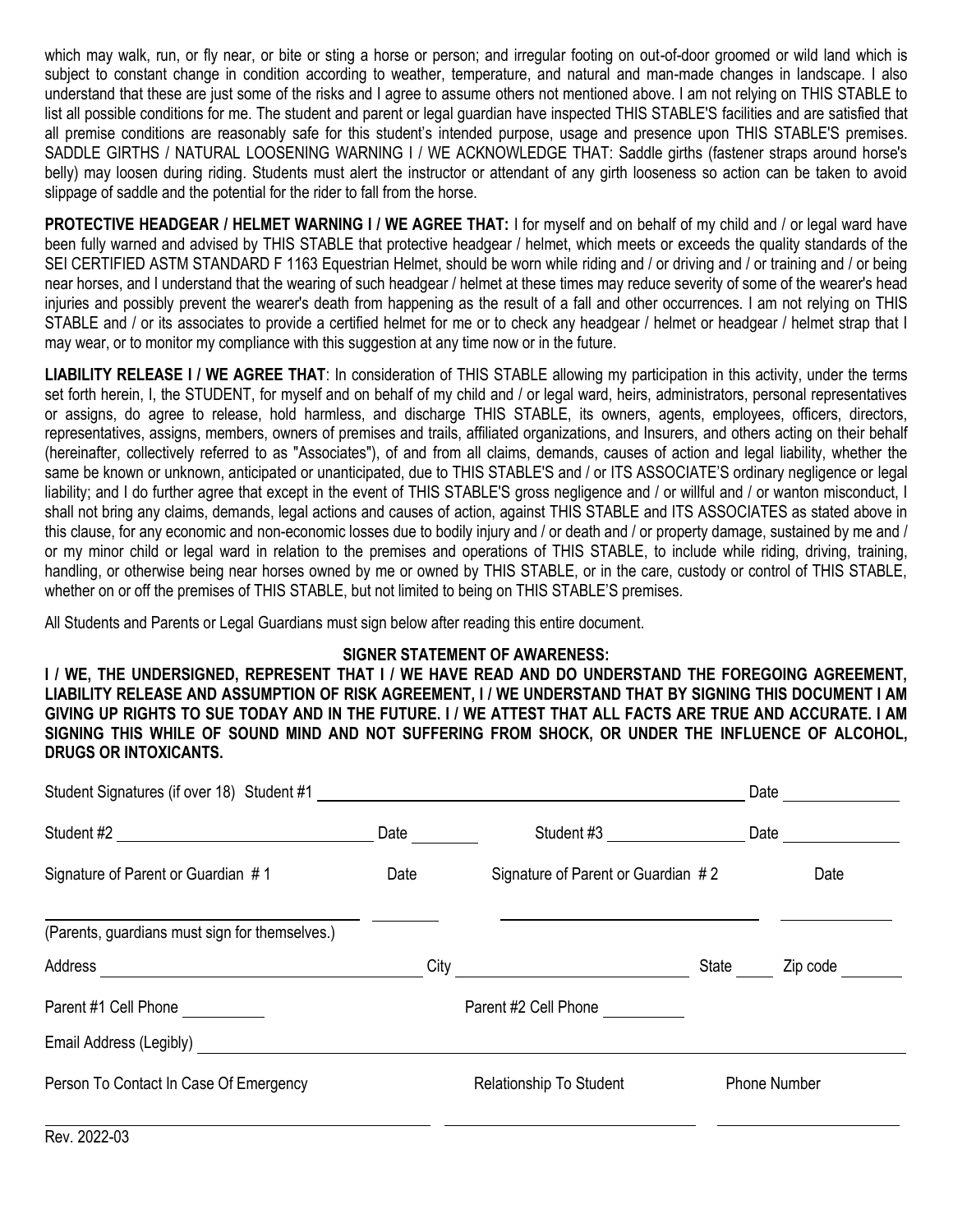which may walk, run, or fly near, or bite or sting a horse or person; and irregular footing on out-of-door groomed or wild land which is subject to constant change in condition according to weather, temperature, and natural and man-made changes in landscape. I also understand that these are just some of the risks and I agree to assume others not mentioned above. I am not relying on THIS STABLE to list all possible conditions for me. The student and parent or legal guardian have inspected THIS STABLE'S facilities and are satisfied that all premise conditions are reasonably safe for this student's intended purpose, usage and presence upon THIS STABLE'S premises. SADDLE GIRTHS / NATURAL LOOSENING WARNING I / WE ACKNOWLEDGE THAT: Saddle girths (fastener straps around horse's belly) may loosen during riding. Students must alert the instructor or attendant of any girth looseness so action can be taken to avoid slippage of saddle and the potential for the rider to fall from the horse.

**PROTECTIVE HEADGEAR / HELMET WARNING I / WE AGREE THAT:** I for myself and on behalf of my child and / or legal ward have been fully warned and advised by THIS STABLE that protective headgear / helmet, which meets or exceeds the quality standards of the SEI CERTIFIED ASTM STANDARD F 1163 Equestrian Helmet, should be worn while riding and / or driving and / or training and / or being near horses, and I understand that the wearing of such headgear / helmet at these times may reduce severity of some of the wearer's head injuries and possibly prevent the wearer's death from happening as the result of a fall and other occurrences. I am not relying on THIS STABLE and / or its associates to provide a certified helmet for me or to check any headgear / helmet or headgear / helmet strap that I may wear, or to monitor my compliance with this suggestion at any time now or in the future.

**LIABILITY RELEASE I / WE AGREE THAT**: In consideration of THIS STABLE allowing my participation in this activity, under the terms set forth herein, I, the STUDENT, for myself and on behalf of my child and / or legal ward, heirs, administrators, personal representatives or assigns, do agree to release, hold harmless, and discharge THIS STABLE, its owners, agents, employees, officers, directors, representatives, assigns, members, owners of premises and trails, affiliated organizations, and Insurers, and others acting on their behalf (hereinafter, collectively referred to as "Associates"), of and from all claims, demands, causes of action and legal liability, whether the same be known or unknown, anticipated or unanticipated, due to THIS STABLE'S and / or ITS ASSOCIATE'S ordinary negligence or legal liability; and I do further agree that except in the event of THIS STABLE'S gross negligence and / or willful and / or wanton misconduct, I shall not bring any claims, demands, legal actions and causes of action, against THIS STABLE and ITS ASSOCIATES as stated above in this clause, for any economic and non-economic losses due to bodily injury and / or death and / or property damage, sustained by me and / or my minor child or legal ward in relation to the premises and operations of THIS STABLE, to include while riding, driving, training, handling, or otherwise being near horses owned by me or owned by THIS STABLE, or in the care, custody or control of THIS STABLE, whether on or off the premises of THIS STABLE, but not limited to being on THIS STABLE'S premises.

All Students and Parents or Legal Guardians must sign below after reading this entire document.

**SIGNER STATEMENT OF AWARENESS:**

**I / WE, THE UNDERSIGNED, REPRESENT THAT I / WE HAVE READ AND DO UNDERSTAND THE FOREGOING AGREEMENT, LIABILITY RELEASE AND ASSUMPTION OF RISK AGREEMENT, I / WE UNDERSTAND THAT BY SIGNING THIS DOCUMENT I AM GIVING UP RIGHTS TO SUE TODAY AND IN THE FUTURE. I / WE ATTEST THAT ALL FACTS ARE TRUE AND ACCURATE. I AM SIGNING THIS WHILE OF SOUND MIND AND NOT SUFFERING FROM SHOCK, OR UNDER THE INFLUENCE OF ALCOHOL, DRUGS OR INTOXICANTS.**

Student Signatures (if over 18) Student #1 ______________________________ Date ____________

Student #2 ______________________ Date ________ Student #3 ______________ Date ____________

Signature of Parent or Guardian # 1 Date Signature of Parent or Guardian # 2 Date

______________________________ ________ ______________________________ ____________

(Parents, guardians must sign for themselves.)

Address ______________________ City ______________________ State _____ Zip code _______

Parent #1 Cell Phone __________ Parent #2 Cell Phone __________

Email Address (Legibly) ______________________________________________

Person To Contact In Case Of Emergency Relationship To Student Phone Number

______________________________ ______________________ ______________________

Rev. 2022-03